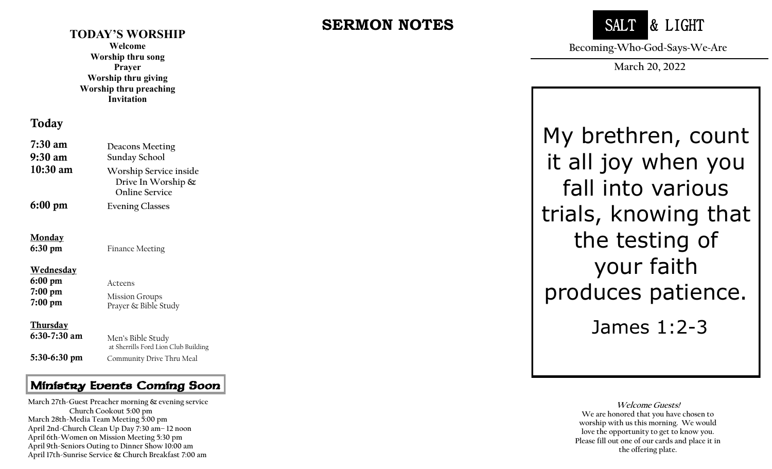## TODAY'S WORSHIP

**Welcome**
**Worship thru song**
**Prayer**
**Worship thru giving**
**Worship thru preaching**
**Invitation**

### Today

| | |
|---|---|
| **7:30 am** | Deacons Meeting |
| **9:30 am** | Sunday School |
| **10:30 am** | Worship Service inside<br>Drive In Worship &<br>Online Service |
| **6:00 pm** | Evening Classes |

**Monday**

| | |
|---|---|
| **6:30 pm** | Finance Meeting |

**Wednesday**

| | |
|---|---|
| **6:00 pm** | Acteens |
| **7:00 pm** | Mission Groups |
| **7:00 pm** | Prayer & Bible Study |

**Thursday**

| | |
|---|---|
| **6:30-7:30 am** | Men's Bible Study<br>at Sherrills Ford Lion Club Building |
| **5:30-6:30 pm** | Community Drive Thru Meal |

### Ministry Events Coming Soon

March 27th-Guest Preacher morning & evening service
Church Cookout 5:00 pm
March 28th-Media Team Meeting 5:00 pm
April 2nd-Church Clean Up Day 7:30 am– 12 noon
April 6th-Women on Mission Meeting 5:30 pm
April 9th-Seniors Outing to Dinner Show 10:00 am
April 17th-Sunrise Service & Church Breakfast 7:00 am

## SERMON NOTES

# SALT & LIGHT

Becoming-Who-God-Says-We-Are

March 20, 2022

My brethren, count it all joy when you fall into various trials, knowing that the testing of your faith produces patience.

James 1:2-3

***Welcome Guests!***

We are honored that you have chosen to worship with us this morning. We would love the opportunity to get to know you. Please fill out one of our cards and place it in the offering plate.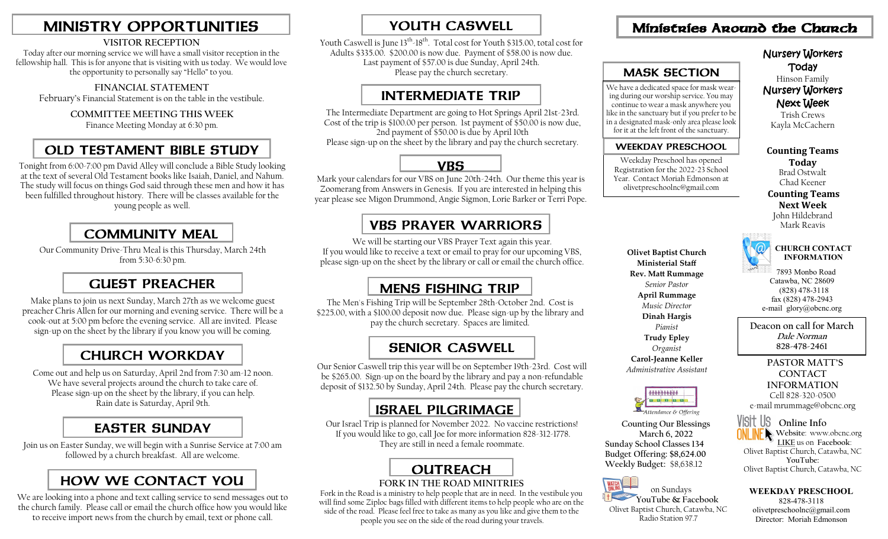# MINISTRY OPPORTUNITIES

### VISITOR RECEPTION

Today after our morning service we will have a small visitor reception in the fellowship hall. This is for anyone that is visiting with us today. We would love the opportunity to personally say "Hello" to you.

### FINANCIAL STATEMENT

February's Financial Statement is on the table in the vestibule.

### COMMITTEE MEETING THIS WEEK

Finance Meeting Monday at 6:30 pm.

## OLD TESTAMENT BIBLE STUDY

Tonight from 6:00-7:00 pm David Alley will conclude a Bible Study looking at the text of several Old Testament books like Isaiah, Daniel, and Nahum. The study will focus on things God said through these men and how it has been fulfilled throughout history. There will be classes available for the young people as well.

## COMMUNITY MEAL

Our Community Drive-Thru Meal is this Thursday, March 24th from 5:30-6:30 pm.

## GUEST PREACHER

Make plans to join us next Sunday, March 27th as we welcome guest preacher Chris Allen for our morning and evening service. There will be a cook-out at 5:00 pm before the evening service. All are invited. Please sign-up on the sheet by the library if you know you will be coming.

## CHURCH WORKDAY

Come out and help us on Saturday, April 2nd from 7:30 am-12 noon. We have several projects around the church to take care of. Please sign-up on the sheet by the library, if you can help. Rain date is Saturday, April 9th.

## EASTER SUNDAY

Join us on Easter Sunday, we will begin with a Sunrise Service at 7:00 am followed by a church breakfast. All are welcome.

## HOW WE CONTACT YOU

We are looking into a phone and text calling service to send messages out to the church family. Please call or email the church office how you would like to receive import news from the church by email, text or phone call.

## YOUTH CASWELL

Youth Caswell is June 13th-18th. Total cost for Youth $315.00, total cost for Adults $335.00. $200.00 is now due. Payment of $58.00 is now due. Last payment of $57.00 is due Sunday, April 24th. Please pay the church secretary.

## INTERMEDIATE TRIP

The Intermediate Department are going to Hot Springs April 21st-23rd. Cost of the trip is $100.00 per person. 1st payment of $50.00 is now due, 2nd payment of $50.00 is due by April 10th. Please sign-up on the sheet by the library and pay the church secretary.

## VBS

Mark your calendars for our VBS on June 20th-24th. Our theme this year is Zoomerang from Answers in Genesis. If you are interested in helping this year please see Migon Drummond, Angie Sigmon, Lorie Barker or Terri Pope.

## VBS PRAYER WARRIORS

We will be starting our VBS Prayer Text again this year. If you would like to receive a text or email to pray for our upcoming VBS, please sign-up on the sheet by the library or call or email the church office.

## MENS FISHING TRIP

The Men's Fishing Trip will be September 28th-October 2nd. Cost is $225.00, with a $100.00 deposit now due. Please sign-up by the library and pay the church secretary. Spaces are limited.

## SENIOR CASWELL

Our Senior Caswell trip this year will be on September 19th-23rd. Cost will be $265.00. Sign-up on the board by the library and pay a non-refundable deposit of $132.50 by Sunday, April 24th. Please pay the church secretary.

## ISRAEL PILGRIMAGE

Our Israel Trip is planned for November 2022. No vaccine restrictions! If you would like to go, call Joe for more information 828-312-1778. They are still in need a female roommate.

## OUTREACH

### FORK IN THE ROAD MINITRIES

Fork in the Road is a ministry to help people that are in need. In the vestibule you will find some Ziploc bags filled with different items to help people who are on the side of the road. Please feel free to take as many as you like and give them to the people you see on the side of the road during your travels.

# Ministries Around the Church

## MASK SECTION

We have a dedicated space for mask wearing during our worship service. You may continue to wear a mask anywhere you like in the sanctuary but if you prefer to be in a designated mask-only area please look for it at the left front of the sanctuary.

## WEEKDAY PRESCHOOL

Weekday Preschool has opened Registration for the 2022-23 School Year. Contact Moriah Edmonson at olivetpreschoolnc@gmail.com

**Olivet Baptist Church Ministerial Staff**

**Rev. Matt Rummage**
*Senior Pastor*

**April Rummage**
*Music Director*

**Dinah Hargis**
*Pianist*

**Trudy Epley**
*Organist*

**Carol-Jeanne Keller**
*Administrative Assistant*

*Attendance & Offering*

Counting Our Blessings
March 6, 2022
Sunday School Classes 134
Budget Offering: $8,624.00
Weekly Budget: $8,638.12

on Sundays
YouTube & Facebook
Olivet Baptist Church, Catawba, NC
Radio Station 97.7

**Nursery Workers Today**
Hinson Family

**Nursery Workers Next Week**
Trish Crews
Kayla McCachern

**Counting Teams Today**
Brad Ostwalt
Chad Keener

**Counting Teams Next Week**
John Hildebrand
Mark Reavis

**CHURCH CONTACT INFORMATION**

7893 Monbo Road
Catawba, NC 28609
(828) 478-3118
fax (828) 478-2943
e-mail glory@obcnc.org

Deacon on call for March
*Dale Norman*
828-478-2461

PASTOR MATT'S CONTACT INFORMATION
Cell 828-320-0500
e-mail mrummage@obcnc.org

Visit Us Online — Online Info
Website: www.obcnc.org
LIKE us on Facebook:
Olivet Baptist Church, Catawba, NC
YouTube:
Olivet Baptist Church, Catawba, NC

**WEEKDAY PRESCHOOL**
828-478-3118
olivetpreschoolnc@gmail.com
Director: Moriah Edmonson